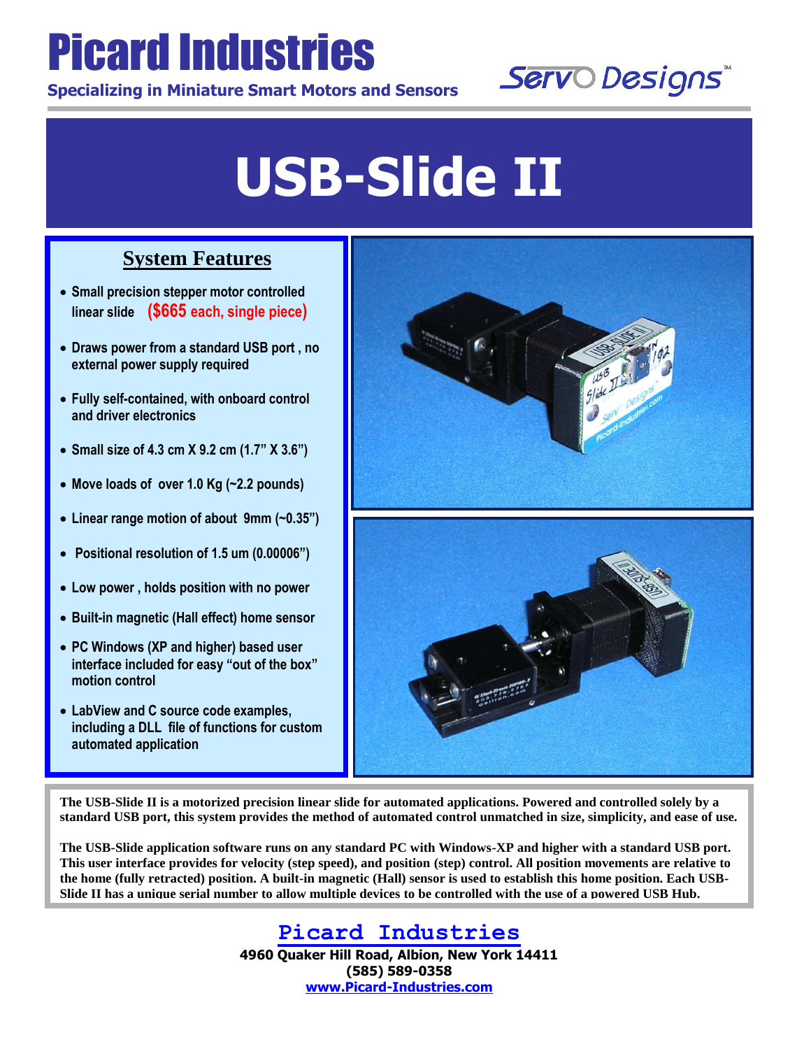# Picard Industries

**Specializing in Miniature Smart Motors and Sensors**

Servo Designs™

# USB-Slide II

## System Features

- Small precision stepper motor controlled linear slide **($665 each, single piece)**
- Draws power from a standard USB port , no external power supply required
- Fully self-contained, with onboard control and driver electronics
- Small size of 4.3 cm X 9.2 cm (1.7" X 3.6")
- Move loads of over 1.0 Kg (~2.2 pounds)
- Linear range motion of about 9mm (~0.35")
- Positional resolution of 1.5 um (0.00006")
- Low power , holds position with no power
- Built-in magnetic (Hall effect) home sensor
- PC Windows (XP and higher) based user interface included for easy "out of the box" motion control
- LabView and C source code examples, including a DLL file of functions for custom automated application

**The USB-Slide II is a motorized precision linear slide for automated applications. Powered and controlled solely by a standard USB port, this system provides the method of automated control unmatched in size, simplicity, and ease of use.**

**The USB-Slide application software runs on any standard PC with Windows-XP and higher with a standard USB port. This user interface provides for velocity (step speed), and position (step) control. All position movements are relative to the home (fully retracted) position. A built-in magnetic (Hall) sensor is used to establish this home position. Each USB-Slide II has a unique serial number to allow multiple devices to be controlled with the use of a powered USB Hub.**

**Picard Industries**

**4960 Quaker Hill Road, Albion, New York 14411**
**(585) 589-0358**
**www.Picard-Industries.com**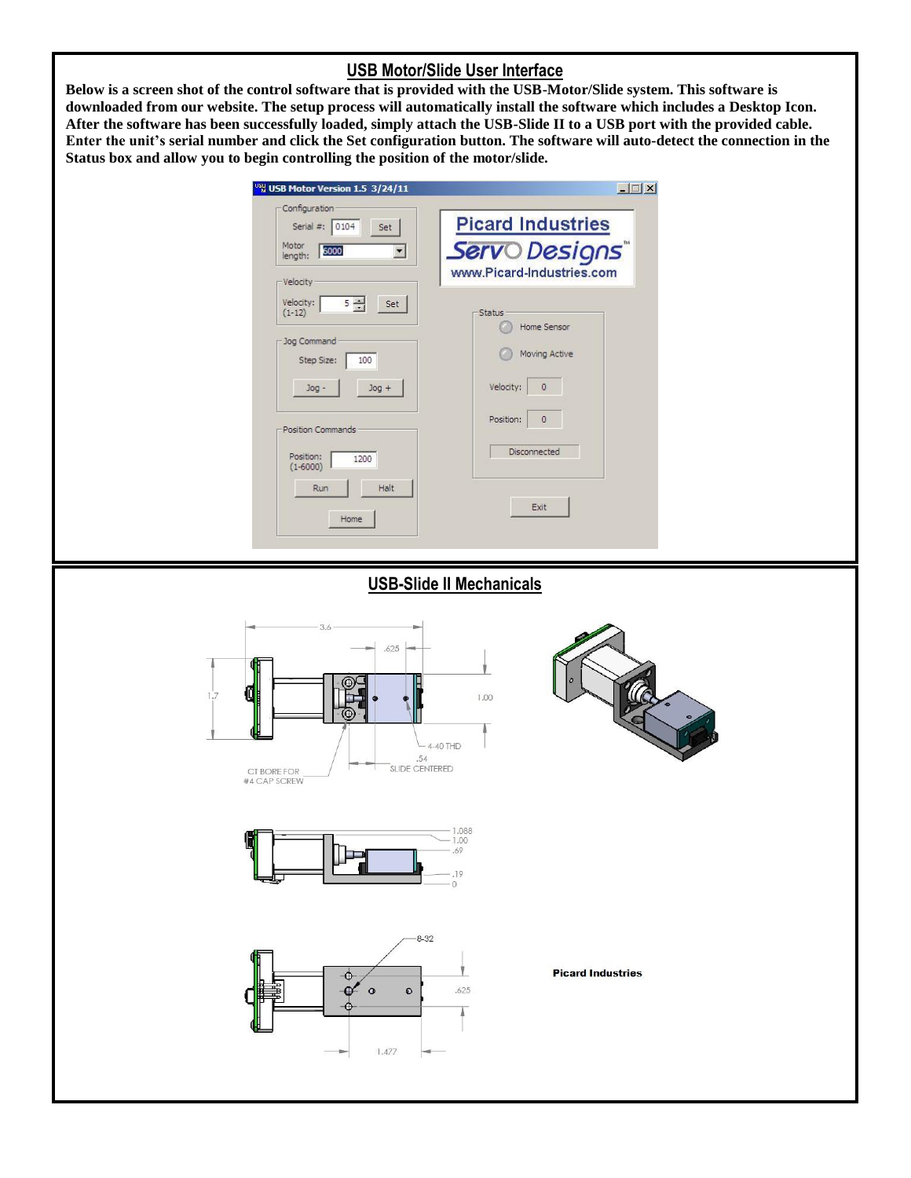## USB Motor/Slide User Interface

**Below is a screen shot of the control software that is provided with the USB-Motor/Slide system. This software is downloaded from our website. The setup process will automatically install the software which includes a Desktop Icon. After the software has been successfully loaded, simply attach the USB-Slide II to a USB port with the provided cable. Enter the unit's serial number and click the Set configuration button. The software will auto-detect the connection in the Status box and allow you to begin controlling the position of the motor/slide.**

USB Motor Version 1.5 3/24/11

Configuration
Serial #: 0104 Set
Motor length: 6000

Velocity
Velocity: (1-12) 5 Set

Jog Command
Step Size: 100
Jog - Jog +

Position Commands
Position: (1-6000) 1200
Run Halt
Home

Picard Industries
Servo Designs™
www.Picard-Industries.com

Status
Home Sensor
Moving Active
Velocity: 0
Position: 0
Disconnected

Exit

## USB-Slide II Mechanicals

3.6
.625
1.7
1.00
4-40 THD
.54
SLIDE CENTERED
CT BORE FOR #4 CAP SCREW

1.088
1.00
.69
.19
0

8-32
.625
1.477

**Picard Industries**